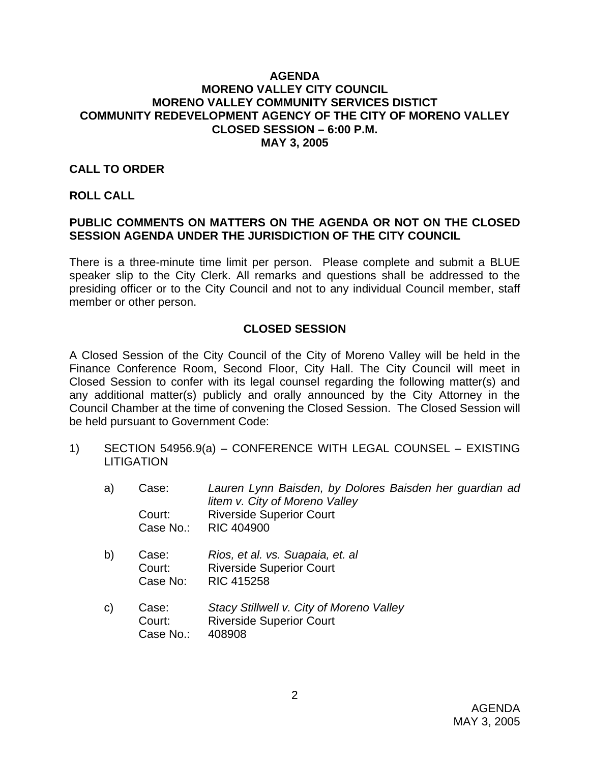# AGENDA
# MORENO VALLEY CITY COUNCIL
# MORENO VALLEY COMMUNITY SERVICES DISTICT
# COMMUNITY REDEVELOPMENT AGENCY OF THE CITY OF MORENO VALLEY
# CLOSED SESSION – 6:00 P.M.
# MAY 3, 2005

**CALL TO ORDER**

**ROLL CALL**

**PUBLIC COMMENTS ON MATTERS ON THE AGENDA OR NOT ON THE CLOSED SESSION AGENDA UNDER THE JURISDICTION OF THE CITY COUNCIL**

There is a three-minute time limit per person. Please complete and submit a BLUE speaker slip to the City Clerk. All remarks and questions shall be addressed to the presiding officer or to the City Council and not to any individual Council member, staff member or other person.

## CLOSED SESSION

A Closed Session of the City Council of the City of Moreno Valley will be held in the Finance Conference Room, Second Floor, City Hall. The City Council will meet in Closed Session to confer with its legal counsel regarding the following matter(s) and any additional matter(s) publicly and orally announced by the City Attorney in the Council Chamber at the time of convening the Closed Session. The Closed Session will be held pursuant to Government Code:

1) SECTION 54956.9(a) – CONFERENCE WITH LEGAL COUNSEL – EXISTING LITIGATION

   a) Case: *Lauren Lynn Baisden, by Dolores Baisden her guardian ad litem v. City of Moreno Valley*
      Court: Riverside Superior Court
      Case No.: RIC 404900

   b) Case: *Rios, et al. vs. Suapaia, et. al*
      Court: Riverside Superior Court
      Case No: RIC 415258

   c) Case: *Stacy Stillwell v. City of Moreno Valley*
      Court: Riverside Superior Court
      Case No.: 408908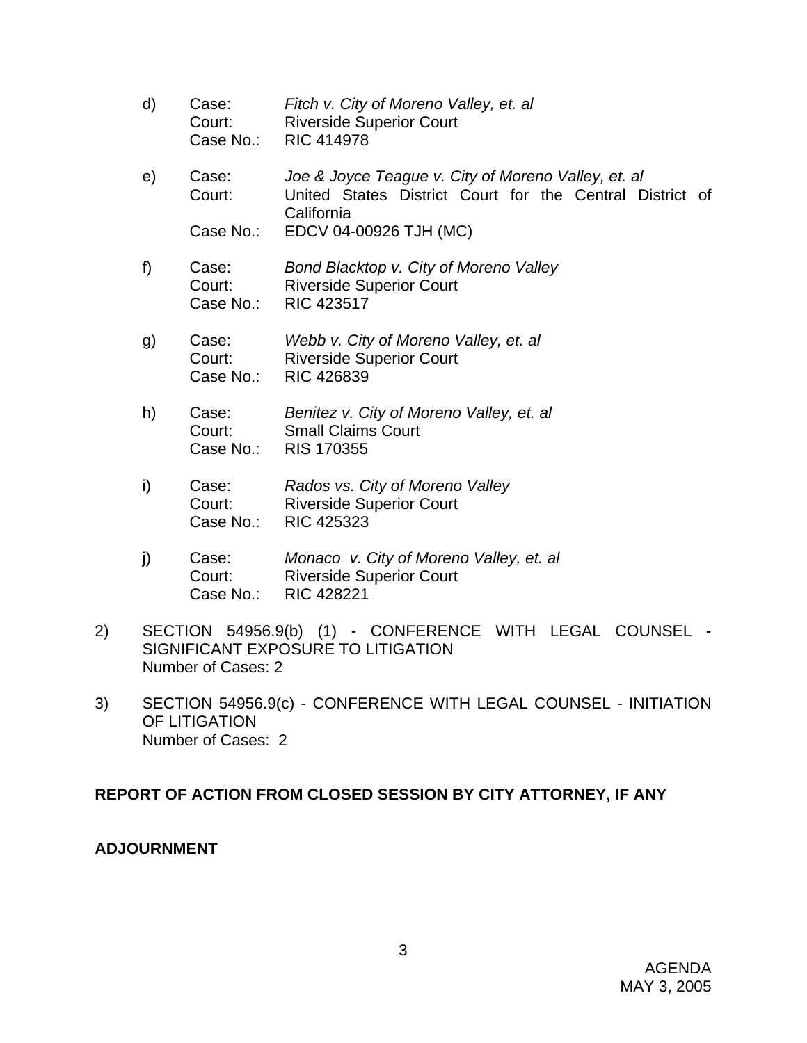d) Case: *Fitch v. City of Moreno Valley, et. al*
   Court: Riverside Superior Court
   Case No.: RIC 414978

e) Case: *Joe & Joyce Teague v. City of Moreno Valley, et. al*
   Court: United States District Court for the Central District of California
   Case No.: EDCV 04-00926 TJH (MC)

f) Case: *Bond Blacktop v. City of Moreno Valley*
   Court: Riverside Superior Court
   Case No.: RIC 423517

g) Case: *Webb v. City of Moreno Valley, et. al*
   Court: Riverside Superior Court
   Case No.: RIC 426839

h) Case: *Benitez v. City of Moreno Valley, et. al*
   Court: Small Claims Court
   Case No.: RIS 170355

i) Case: *Rados vs. City of Moreno Valley*
   Court: Riverside Superior Court
   Case No.: RIC 425323

j) Case: *Monaco v. City of Moreno Valley, et. al*
   Court: Riverside Superior Court
   Case No.: RIC 428221

2) SECTION 54956.9(b) (1) - CONFERENCE WITH LEGAL COUNSEL - SIGNIFICANT EXPOSURE TO LITIGATION
   Number of Cases: 2

3) SECTION 54956.9(c) - CONFERENCE WITH LEGAL COUNSEL - INITIATION OF LITIGATION
   Number of Cases: 2

**REPORT OF ACTION FROM CLOSED SESSION BY CITY ATTORNEY, IF ANY**

**ADJOURNMENT**